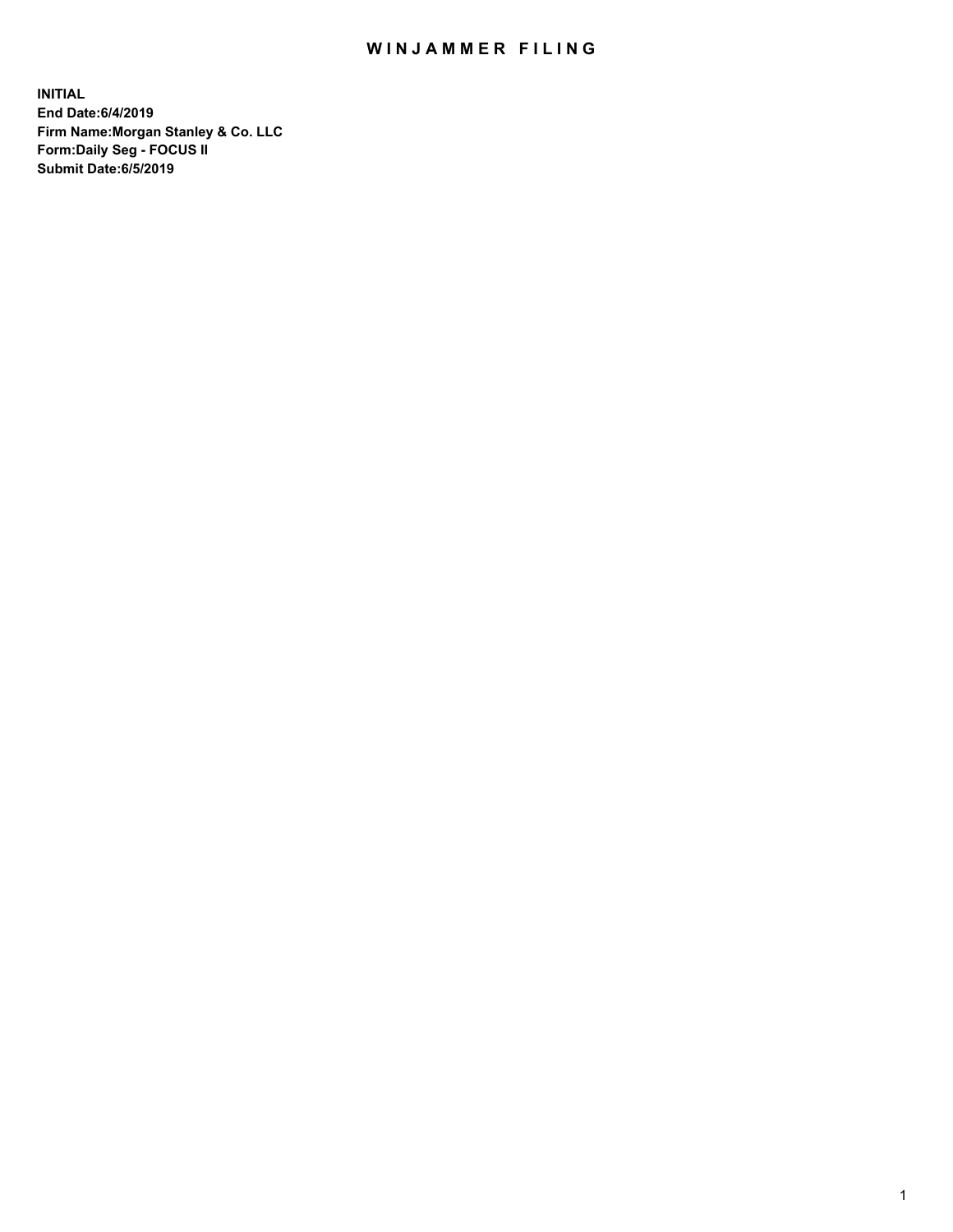# WINJAMMER FILING

**INITIAL**
**End Date:6/4/2019**
**Firm Name:Morgan Stanley & Co. LLC**
**Form:Daily Seg - FOCUS II**
**Submit Date:6/5/2019**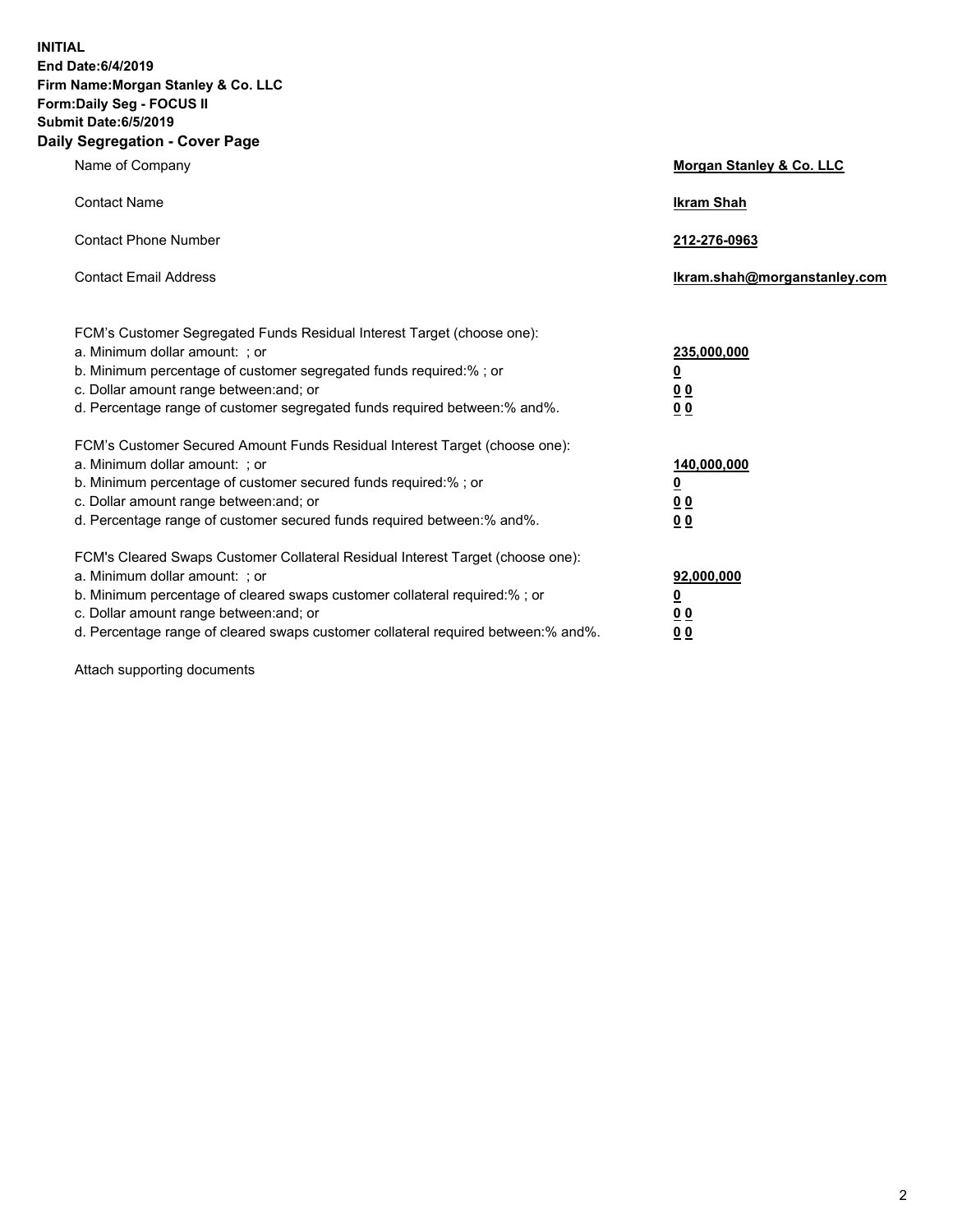**INITIAL**
**End Date:6/4/2019**
**Firm Name:Morgan Stanley & Co. LLC**
**Form:Daily Seg - FOCUS II**
**Submit Date:6/5/2019**

## Daily Segregation - Cover Page

| | |
|---|---|
| Name of Company | **Morgan Stanley & Co. LLC** |
| Contact Name | **Ikram Shah** |
| Contact Phone Number | **212-276-0963** |
| Contact Email Address | **Ikram.shah@morganstanley.com** |

| | |
|---|---|
| FCM's Customer Segregated Funds Residual Interest Target (choose one): | |
| a. Minimum dollar amount: ; or | **235,000,000** |
| b. Minimum percentage of customer segregated funds required:% ; or | **0** |
| c. Dollar amount range between:and; or | **0 0** |
| d. Percentage range of customer segregated funds required between:% and%. | **0 0** |
| FCM's Customer Secured Amount Funds Residual Interest Target (choose one): | |
| a. Minimum dollar amount: ; or | **140,000,000** |
| b. Minimum percentage of customer secured funds required:% ; or | **0** |
| c. Dollar amount range between:and; or | **0 0** |
| d. Percentage range of customer secured funds required between:% and%. | **0 0** |
| FCM's Cleared Swaps Customer Collateral Residual Interest Target (choose one): | |
| a. Minimum dollar amount: ; or | **92,000,000** |
| b. Minimum percentage of cleared swaps customer collateral required:% ; or | **0** |
| c. Dollar amount range between:and; or | **0 0** |
| d. Percentage range of cleared swaps customer collateral required between:% and%. | **0 0** |

Attach supporting documents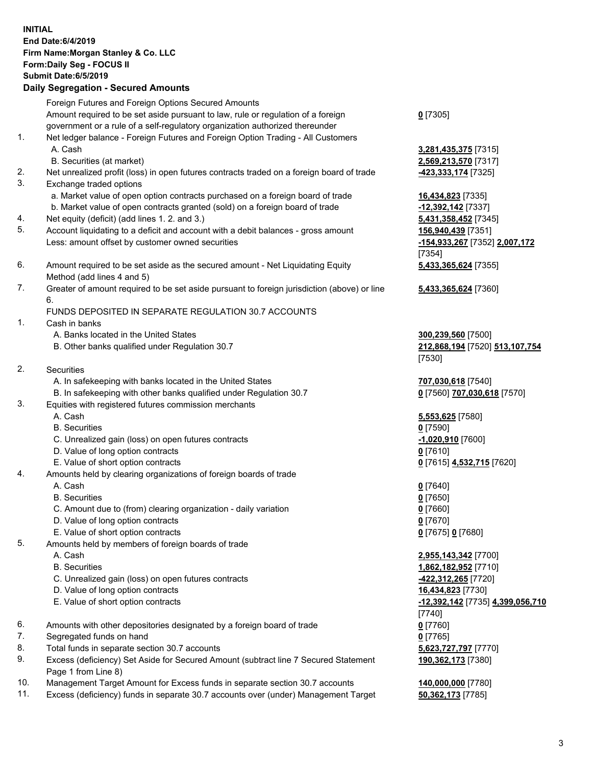**INITIAL**
**End Date:6/4/2019**
**Firm Name:Morgan Stanley & Co. LLC**
**Form:Daily Seg - FOCUS II**
**Submit Date:6/5/2019**

## Daily Segregation - Secured Amounts

| | | |
|---|---|---|
| | Foreign Futures and Foreign Options Secured Amounts | |
| | Amount required to be set aside pursuant to law, rule or regulation of a foreign government or a rule of a self-regulatory organization authorized thereunder | **0** [7305] |
| 1. | Net ledger balance - Foreign Futures and Foreign Option Trading - All Customers | |
| | A. Cash | **3,281,435,375** [7315] |
| | B. Securities (at market) | **2,569,213,570** [7317] |
| 2. | Net unrealized profit (loss) in open futures contracts traded on a foreign board of trade | **-423,333,174** [7325] |
| 3. | Exchange traded options | |
| | a. Market value of open option contracts purchased on a foreign board of trade | **16,434,823** [7335] |
| | b. Market value of open contracts granted (sold) on a foreign board of trade | **-12,392,142** [7337] |
| 4. | Net equity (deficit) (add lines 1. 2. and 3.) | **5,431,358,452** [7345] |
| 5. | Account liquidating to a deficit and account with a debit balances - gross amount | **156,940,439** [7351] |
| | Less: amount offset by customer owned securities | **-154,933,267** [7352] **2,007,172** [7354] |
| 6. | Amount required to be set aside as the secured amount - Net Liquidating Equity Method (add lines 4 and 5) | **5,433,365,624** [7355] |
| 7. | Greater of amount required to be set aside pursuant to foreign jurisdiction (above) or line 6. | **5,433,365,624** [7360] |
| | FUNDS DEPOSITED IN SEPARATE REGULATION 30.7 ACCOUNTS | |
| 1. | Cash in banks | |
| | A. Banks located in the United States | **300,239,560** [7500] |
| | B. Other banks qualified under Regulation 30.7 | **212,868,194** [7520] **513,107,754** [7530] |
| 2. | Securities | |
| | A. In safekeeping with banks located in the United States | **707,030,618** [7540] |
| | B. In safekeeping with other banks qualified under Regulation 30.7 | **0** [7560] **707,030,618** [7570] |
| 3. | Equities with registered futures commission merchants | |
| | A. Cash | **5,553,625** [7580] |
| | B. Securities | **0** [7590] |
| | C. Unrealized gain (loss) on open futures contracts | **-1,020,910** [7600] |
| | D. Value of long option contracts | **0** [7610] |
| | E. Value of short option contracts | **0** [7615] **4,532,715** [7620] |
| 4. | Amounts held by clearing organizations of foreign boards of trade | |
| | A. Cash | **0** [7640] |
| | B. Securities | **0** [7650] |
| | C. Amount due to (from) clearing organization - daily variation | **0** [7660] |
| | D. Value of long option contracts | **0** [7670] |
| | E. Value of short option contracts | **0** [7675] **0** [7680] |
| 5. | Amounts held by members of foreign boards of trade | |
| | A. Cash | **2,955,143,342** [7700] |
| | B. Securities | **1,862,182,952** [7710] |
| | C. Unrealized gain (loss) on open futures contracts | **-422,312,265** [7720] |
| | D. Value of long option contracts | **16,434,823** [7730] |
| | E. Value of short option contracts | **-12,392,142** [7735] **4,399,056,710** [7740] |
| 6. | Amounts with other depositories designated by a foreign board of trade | **0** [7760] |
| 7. | Segregated funds on hand | **0** [7765] |
| 8. | Total funds in separate section 30.7 accounts | **5,623,727,797** [7770] |
| 9. | Excess (deficiency) Set Aside for Secured Amount (subtract line 7 Secured Statement Page 1 from Line 8) | **190,362,173** [7380] |
| 10. | Management Target Amount for Excess funds in separate section 30.7 accounts | **140,000,000** [7780] |
| 11. | Excess (deficiency) funds in separate 30.7 accounts over (under) Management Target | **50,362,173** [7785] |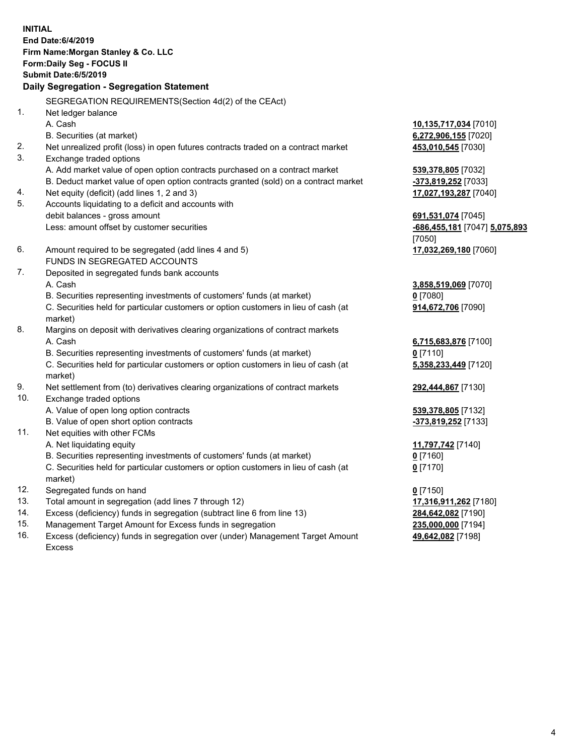**INITIAL**
**End Date:6/4/2019**
**Firm Name:Morgan Stanley & Co. LLC**
**Form:Daily Seg - FOCUS II**
**Submit Date:6/5/2019**

## Daily Segregation - Segregation Statement

SEGREGATION REQUIREMENTS(Section 4d(2) of the CEAct)

| | | |
|---|---|---|
| 1. | Net ledger balance | |
| | A. Cash | **10,135,717,034** [7010] |
| | B. Securities (at market) | **6,272,906,155** [7020] |
| 2. | Net unrealized profit (loss) in open futures contracts traded on a contract market | **453,010,545** [7030] |
| 3. | Exchange traded options | |
| | A. Add market value of open option contracts purchased on a contract market | **539,378,805** [7032] |
| | B. Deduct market value of open option contracts granted (sold) on a contract market | **-373,819,252** [7033] |
| 4. | Net equity (deficit) (add lines 1, 2 and 3) | **17,027,193,287** [7040] |
| 5. | Accounts liquidating to a deficit and accounts with debit balances - gross amount | **691,531,074** [7045] |
| | Less: amount offset by customer securities | **-686,455,181** [7047] **5,075,893** [7050] |
| 6. | Amount required to be segregated (add lines 4 and 5) | **17,032,269,180** [7060] |
| | FUNDS IN SEGREGATED ACCOUNTS | |
| 7. | Deposited in segregated funds bank accounts | |
| | A. Cash | **3,858,519,069** [7070] |
| | B. Securities representing investments of customers' funds (at market) | **0** [7080] |
| | C. Securities held for particular customers or option customers in lieu of cash (at market) | **914,672,706** [7090] |
| 8. | Margins on deposit with derivatives clearing organizations of contract markets | |
| | A. Cash | **6,715,683,876** [7100] |
| | B. Securities representing investments of customers' funds (at market) | **0** [7110] |
| | C. Securities held for particular customers or option customers in lieu of cash (at market) | **5,358,233,449** [7120] |
| 9. | Net settlement from (to) derivatives clearing organizations of contract markets | **292,444,867** [7130] |
| 10. | Exchange traded options | |
| | A. Value of open long option contracts | **539,378,805** [7132] |
| | B. Value of open short option contracts | **-373,819,252** [7133] |
| 11. | Net equities with other FCMs | |
| | A. Net liquidating equity | **11,797,742** [7140] |
| | B. Securities representing investments of customers' funds (at market) | **0** [7160] |
| | C. Securities held for particular customers or option customers in lieu of cash (at market) | **0** [7170] |
| 12. | Segregated funds on hand | **0** [7150] |
| 13. | Total amount in segregation (add lines 7 through 12) | **17,316,911,262** [7180] |
| 14. | Excess (deficiency) funds in segregation (subtract line 6 from line 13) | **284,642,082** [7190] |
| 15. | Management Target Amount for Excess funds in segregation | **235,000,000** [7194] |
| 16. | Excess (deficiency) funds in segregation over (under) Management Target Amount Excess | **49,642,082** [7198] |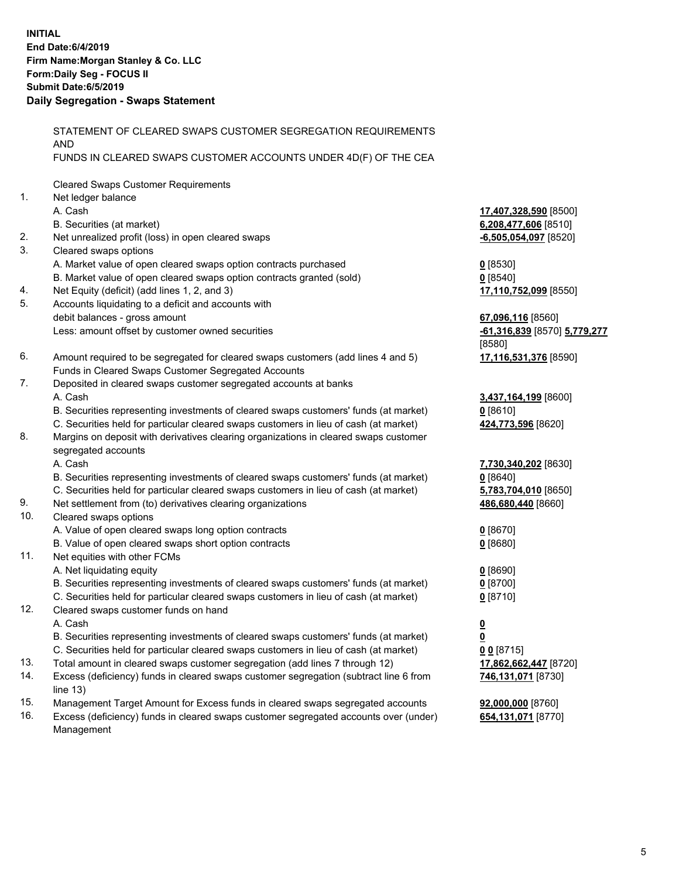**INITIAL**
**End Date:6/4/2019**
**Firm Name:Morgan Stanley & Co. LLC**
**Form:Daily Seg - FOCUS II**
**Submit Date:6/5/2019**
**Daily Segregation - Swaps Statement**

STATEMENT OF CLEARED SWAPS CUSTOMER SEGREGATION REQUIREMENTS AND FUNDS IN CLEARED SWAPS CUSTOMER ACCOUNTS UNDER 4D(F) OF THE CEA

| | | |
|---|---|---|
| | Cleared Swaps Customer Requirements | |
| 1. | Net ledger balance | |
| | A. Cash | **17,407,328,590** [8500] |
| | B. Securities (at market) | **6,208,477,606** [8510] |
| 2. | Net unrealized profit (loss) in open cleared swaps | **-6,505,054,097** [8520] |
| 3. | Cleared swaps options | |
| | A. Market value of open cleared swaps option contracts purchased | **0** [8530] |
| | B. Market value of open cleared swaps option contracts granted (sold) | **0** [8540] |
| 4. | Net Equity (deficit) (add lines 1, 2, and 3) | **17,110,752,099** [8550] |
| 5. | Accounts liquidating to a deficit and accounts with debit balances - gross amount | **67,096,116** [8560] |
| | Less: amount offset by customer owned securities | **-61,316,839** [8570] **5,779,277** [8580] |
| 6. | Amount required to be segregated for cleared swaps customers (add lines 4 and 5) | **17,116,531,376** [8590] |
| | Funds in Cleared Swaps Customer Segregated Accounts | |
| 7. | Deposited in cleared swaps customer segregated accounts at banks | |
| | A. Cash | **3,437,164,199** [8600] |
| | B. Securities representing investments of cleared swaps customers' funds (at market) | **0** [8610] |
| | C. Securities held for particular cleared swaps customers in lieu of cash (at market) | **424,773,596** [8620] |
| 8. | Margins on deposit with derivatives clearing organizations in cleared swaps customer segregated accounts | |
| | A. Cash | **7,730,340,202** [8630] |
| | B. Securities representing investments of cleared swaps customers' funds (at market) | **0** [8640] |
| | C. Securities held for particular cleared swaps customers in lieu of cash (at market) | **5,783,704,010** [8650] |
| 9. | Net settlement from (to) derivatives clearing organizations | **486,680,440** [8660] |
| 10. | Cleared swaps options | |
| | A. Value of open cleared swaps long option contracts | **0** [8670] |
| | B. Value of open cleared swaps short option contracts | **0** [8680] |
| 11. | Net equities with other FCMs | |
| | A. Net liquidating equity | **0** [8690] |
| | B. Securities representing investments of cleared swaps customers' funds (at market) | **0** [8700] |
| | C. Securities held for particular cleared swaps customers in lieu of cash (at market) | **0** [8710] |
| 12. | Cleared swaps customer funds on hand | |
| | A. Cash | **0** |
| | B. Securities representing investments of cleared swaps customers' funds (at market) | **0** |
| | C. Securities held for particular cleared swaps customers in lieu of cash (at market) | **0** **0** [8715] |
| 13. | Total amount in cleared swaps customer segregation (add lines 7 through 12) | **17,862,662,447** [8720] |
| 14. | Excess (deficiency) funds in cleared swaps customer segregation (subtract line 6 from line 13) | **746,131,071** [8730] |
| 15. | Management Target Amount for Excess funds in cleared swaps segregated accounts | **92,000,000** [8760] |
| 16. | Excess (deficiency) funds in cleared swaps customer segregated accounts over (under) Management | **654,131,071** [8770] |